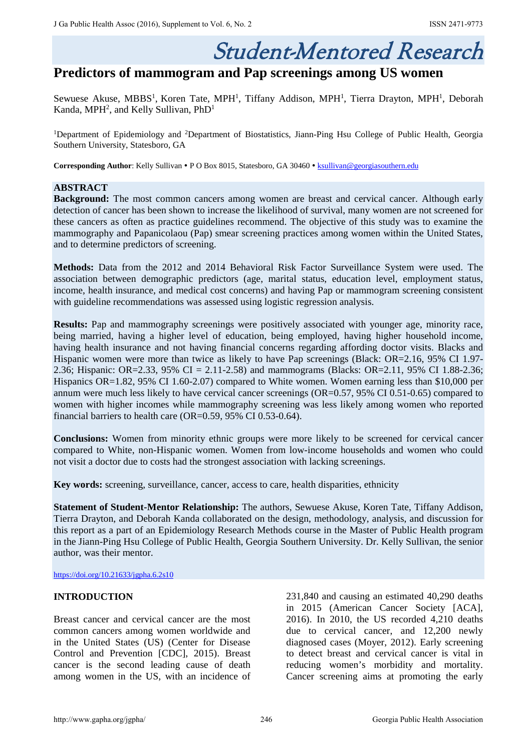Student-Mentored Research

# Predictors of mammogram and Pap screenings among US women

Sewuese Akuse, MBBS[1], Koren Tate, MPH[1], Tiffany Addison, MPH[1], Tierra Drayton, MPH[1], Deborah Kanda, MPH[2], and Kelly Sullivan, PhD[1]

[1]Department of Epidemiology and [2]Department of Biostatistics, Jiann-Ping Hsu College of Public Health, Georgia Southern University, Statesboro, GA

**Corresponding Author**: Kelly Sullivan • P O Box 8015, Statesboro, GA 30460 • ksullivan@georgiasouthern.edu

## ABSTRACT

**Background:** The most common cancers among women are breast and cervical cancer. Although early detection of cancer has been shown to increase the likelihood of survival, many women are not screened for these cancers as often as practice guidelines recommend. The objective of this study was to examine the mammography and Papanicolaou (Pap) smear screening practices among women within the United States, and to determine predictors of screening.

**Methods:** Data from the 2012 and 2014 Behavioral Risk Factor Surveillance System were used. The association between demographic predictors (age, marital status, education level, employment status, income, health insurance, and medical cost concerns) and having Pap or mammogram screening consistent with guideline recommendations was assessed using logistic regression analysis.

**Results:** Pap and mammography screenings were positively associated with younger age, minority race, being married, having a higher level of education, being employed, having higher household income, having health insurance and not having financial concerns regarding affording doctor visits. Blacks and Hispanic women were more than twice as likely to have Pap screenings (Black: OR=2.16, 95% CI 1.97-2.36; Hispanic: OR=2.33, 95% CI = 2.11-2.58) and mammograms (Blacks: OR=2.11, 95% CI 1.88-2.36; Hispanics OR=1.82, 95% CI 1.60-2.07) compared to White women. Women earning less than $10,000 per annum were much less likely to have cervical cancer screenings (OR=0.57, 95% CI 0.51-0.65) compared to women with higher incomes while mammography screening was less likely among women who reported financial barriers to health care (OR=0.59, 95% CI 0.53-0.64).

**Conclusions:** Women from minority ethnic groups were more likely to be screened for cervical cancer compared to White, non-Hispanic women. Women from low-income households and women who could not visit a doctor due to costs had the strongest association with lacking screenings.

**Key words:** screening, surveillance, cancer, access to care, health disparities, ethnicity

**Statement of Student-Mentor Relationship:** The authors, Sewuese Akuse, Koren Tate, Tiffany Addison, Tierra Drayton, and Deborah Kanda collaborated on the design, methodology, analysis, and discussion for this report as a part of an Epidemiology Research Methods course in the Master of Public Health program in the Jiann-Ping Hsu College of Public Health, Georgia Southern University. Dr. Kelly Sullivan, the senior author, was their mentor.

https://doi.org/10.21633/jgpha.6.2s10

## INTRODUCTION

Breast cancer and cervical cancer are the most common cancers among women worldwide and in the United States (US) (Center for Disease Control and Prevention [CDC], 2015). Breast cancer is the second leading cause of death among women in the US, with an incidence of 231,840 and causing an estimated 40,290 deaths in 2015 (American Cancer Society [ACA], 2016). In 2010, the US recorded 4,210 deaths due to cervical cancer, and 12,200 newly diagnosed cases (Moyer, 2012). Early screening to detect breast and cervical cancer is vital in reducing women's morbidity and mortality. Cancer screening aims at promoting the early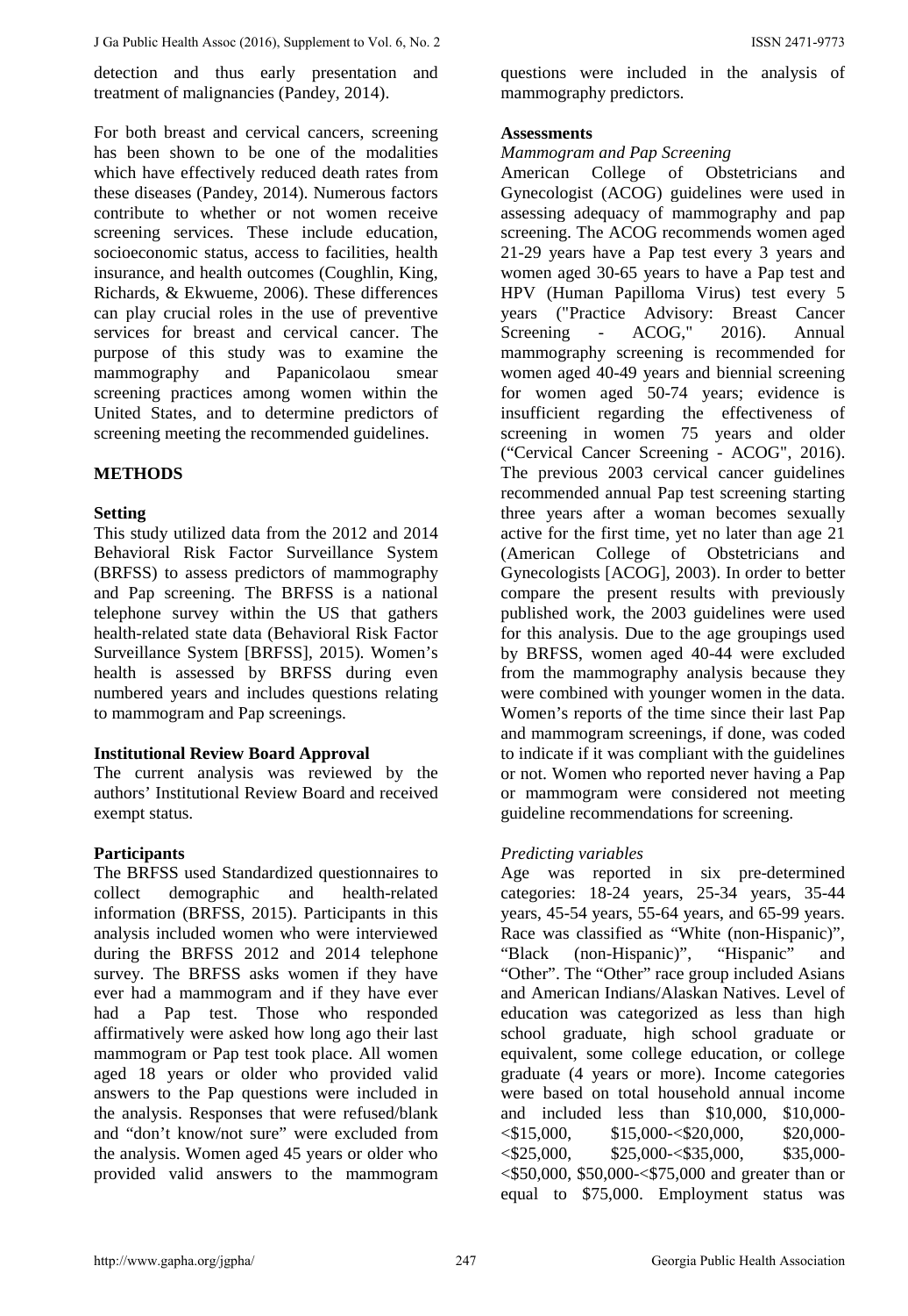detection and thus early presentation and treatment of malignancies (Pandey, 2014).

For both breast and cervical cancers, screening has been shown to be one of the modalities which have effectively reduced death rates from these diseases (Pandey, 2014). Numerous factors contribute to whether or not women receive screening services. These include education, socioeconomic status, access to facilities, health insurance, and health outcomes (Coughlin, King, Richards, & Ekwueme, 2006). These differences can play crucial roles in the use of preventive services for breast and cervical cancer. The purpose of this study was to examine the mammography and Papanicolaou smear screening practices among women within the United States, and to determine predictors of screening meeting the recommended guidelines.

## METHODS

### Setting

This study utilized data from the 2012 and 2014 Behavioral Risk Factor Surveillance System (BRFSS) to assess predictors of mammography and Pap screening. The BRFSS is a national telephone survey within the US that gathers health-related state data (Behavioral Risk Factor Surveillance System [BRFSS], 2015). Women's health is assessed by BRFSS during even numbered years and includes questions relating to mammogram and Pap screenings.

### Institutional Review Board Approval

The current analysis was reviewed by the authors' Institutional Review Board and received exempt status.

### Participants

The BRFSS used Standardized questionnaires to collect demographic and health-related information (BRFSS, 2015). Participants in this analysis included women who were interviewed during the BRFSS 2012 and 2014 telephone survey. The BRFSS asks women if they have ever had a mammogram and if they have ever had a Pap test. Those who responded affirmatively were asked how long ago their last mammogram or Pap test took place. All women aged 18 years or older who provided valid answers to the Pap questions were included in the analysis. Responses that were refused/blank and "don't know/not sure" were excluded from the analysis. Women aged 45 years or older who provided valid answers to the mammogram questions were included in the analysis of mammography predictors.

### Assessments

*Mammogram and Pap Screening*

American College of Obstetricians and Gynecologist (ACOG) guidelines were used in assessing adequacy of mammography and pap screening. The ACOG recommends women aged 21-29 years have a Pap test every 3 years and women aged 30-65 years to have a Pap test and HPV (Human Papilloma Virus) test every 5 years ("Practice Advisory: Breast Cancer Screening - ACOG," 2016). Annual mammography screening is recommended for women aged 40-49 years and biennial screening for women aged 50-74 years; evidence is insufficient regarding the effectiveness of screening in women 75 years and older ("Cervical Cancer Screening - ACOG", 2016). The previous 2003 cervical cancer guidelines recommended annual Pap test screening starting three years after a woman becomes sexually active for the first time, yet no later than age 21 (American College of Obstetricians and Gynecologists [ACOG], 2003). In order to better compare the present results with previously published work, the 2003 guidelines were used for this analysis. Due to the age groupings used by BRFSS, women aged 40-44 were excluded from the mammography analysis because they were combined with younger women in the data. Women's reports of the time since their last Pap and mammogram screenings, if done, was coded to indicate if it was compliant with the guidelines or not. Women who reported never having a Pap or mammogram were considered not meeting guideline recommendations for screening.

*Predicting variables*

Age was reported in six pre-determined categories: 18-24 years, 25-34 years, 35-44 years, 45-54 years, 55-64 years, and 65-99 years. Race was classified as "White (non-Hispanic)", "Black (non-Hispanic)", "Hispanic" and "Other". The "Other" race group included Asians and American Indians/Alaskan Natives. Level of education was categorized as less than high school graduate, high school graduate or equivalent, some college education, or college graduate (4 years or more). Income categories were based on total household annual income and included less than \$10,000, \$10,000-<\$15,000, \$15,000-<\$20,000, \$20,000-<\$25,000, \$25,000-<\$35,000, \$35,000-<\$50,000, 50,000-<\$75,000 and greater than or equal to \$75,000. Employment status was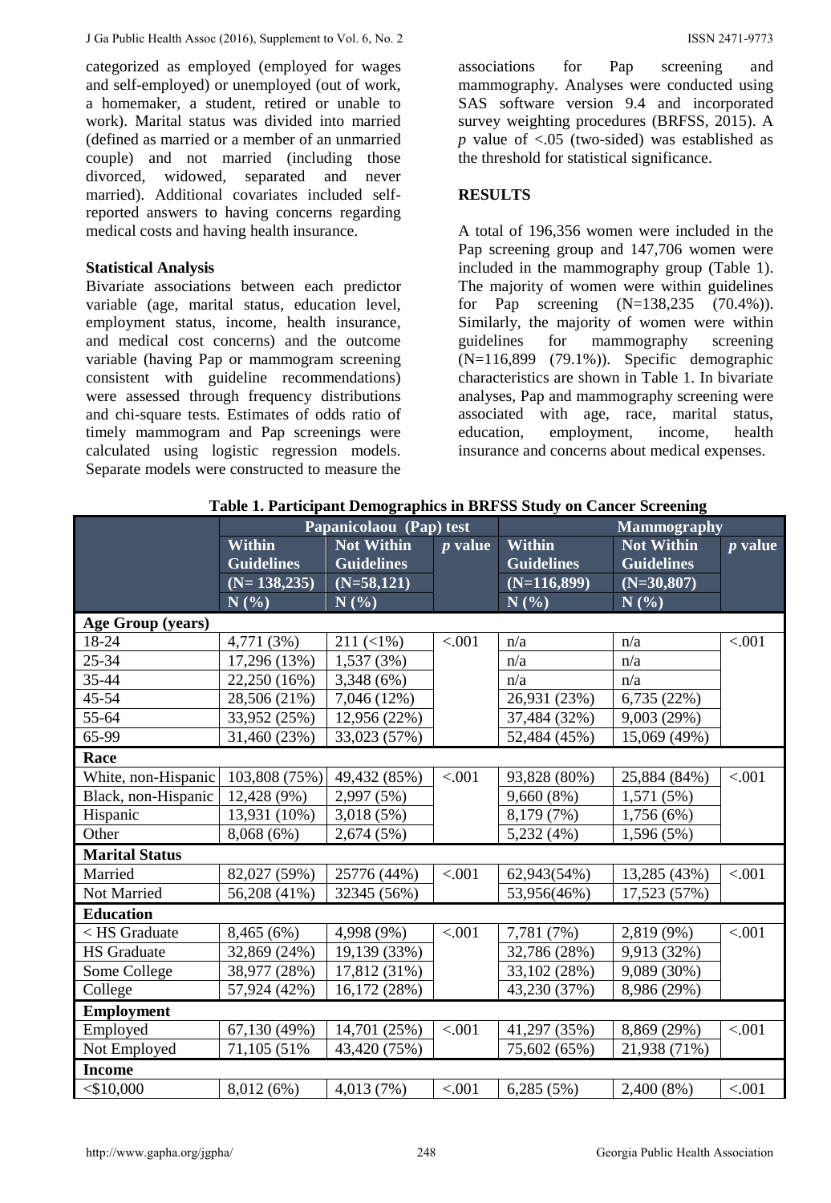categorized as employed (employed for wages and self-employed) or unemployed (out of work, a homemaker, a student, retired or unable to work). Marital status was divided into married (defined as married or a member of an unmarried couple) and not married (including those divorced, widowed, separated and never married). Additional covariates included self-reported answers to having concerns regarding medical costs and having health insurance.

**Statistical Analysis**

Bivariate associations between each predictor variable (age, marital status, education level, employment status, income, health insurance, and medical cost concerns) and the outcome variable (having Pap or mammogram screening consistent with guideline recommendations) were assessed through frequency distributions and chi-square tests. Estimates of odds ratio of timely mammogram and Pap screenings were calculated using logistic regression models. Separate models were constructed to measure the associations for Pap screening and mammography. Analyses were conducted using SAS software version 9.4 and incorporated survey weighting procedures (BRFSS, 2015). A *p* value of <.05 (two-sided) was established as the threshold for statistical significance.

## RESULTS

A total of 196,356 women were included in the Pap screening group and 147,706 women were included in the mammography group (Table 1). The majority of women were within guidelines for Pap screening (N=138,235 (70.4%)). Similarly, the majority of women were within guidelines for mammography screening (N=116,899 (79.1%)). Specific demographic characteristics are shown in Table 1. In bivariate analyses, Pap and mammography screening were associated with age, race, marital status, education, employment, income, health insurance and concerns about medical expenses.

**Table 1. Participant Demographics in BRFSS Study on Cancer Screening**

| | Papanicolaou (Pap) test | | | Mammography | | |
|---|---|---|---|---|---|---|
| | Within Guidelines (N= 138,235) N (%) | Not Within Guidelines (N=58,121) N (%) | *p* value | Within Guidelines (N=116,899) N (%) | Not Within Guidelines (N=30,807) N (%) | *p* value |
| **Age Group (years)** | | | | | | |
| 18-24 | 4,771 (3%) | 211 (<1%) | <.001 | n/a | n/a | <.001 |
| 25-34 | 17,296 (13%) | 1,537 (3%) | | n/a | n/a | |
| 35-44 | 22,250 (16%) | 3,348 (6%) | | n/a | n/a | |
| 45-54 | 28,506 (21%) | 7,046 (12%) | | 26,931 (23%) | 6,735 (22%) | |
| 55-64 | 33,952 (25%) | 12,956 (22%) | | 37,484 (32%) | 9,003 (29%) | |
| 65-99 | 31,460 (23%) | 33,023 (57%) | | 52,484 (45%) | 15,069 (49%) | |
| **Race** | | | | | | |
| White, non-Hispanic | 103,808 (75%) | 49,432 (85%) | <.001 | 93,828 (80%) | 25,884 (84%) | <.001 |
| Black, non-Hispanic | 12,428 (9%) | 2,997 (5%) | | 9,660 (8%) | 1,571 (5%) | |
| Hispanic | 13,931 (10%) | 3,018 (5%) | | 8,179 (7%) | 1,756 (6%) | |
| Other | 8,068 (6%) | 2,674 (5%) | | 5,232 (4%) | 1,596 (5%) | |
| **Marital Status** | | | | | | |
| Married | 82,027 (59%) | 25776 (44%) | <.001 | 62,943(54%) | 13,285 (43%) | <.001 |
| Not Married | 56,208 (41%) | 32345 (56%) | | 53,956(46%) | 17,523 (57%) | |
| **Education** | | | | | | |
| < HS Graduate | 8,465 (6%) | 4,998 (9%) | <.001 | 7,781 (7%) | 2,819 (9%) | <.001 |
| HS Graduate | 32,869 (24%) | 19,139 (33%) | | 32,786 (28%) | 9,913 (32%) | |
| Some College | 38,977 (28%) | 17,812 (31%) | | 33,102 (28%) | 9,089 (30%) | |
| College | 57,924 (42%) | 16,172 (28%) | | 43,230 (37%) | 8,986 (29%) | |
| **Employment** | | | | | | |
| Employed | 67,130 (49%) | 14,701 (25%) | <.001 | 41,297 (35%) | 8,869 (29%) | <.001 |
| Not Employed | 71,105 (51% | 43,420 (75%) | | 75,602 (65%) | 21,938 (71%) | |
| **Income** | | | | | | |
| <$10,000 | 8,012 (6%) | 4,013 (7%) | <.001 | 6,285 (5%) | 2,400 (8%) | <.001 |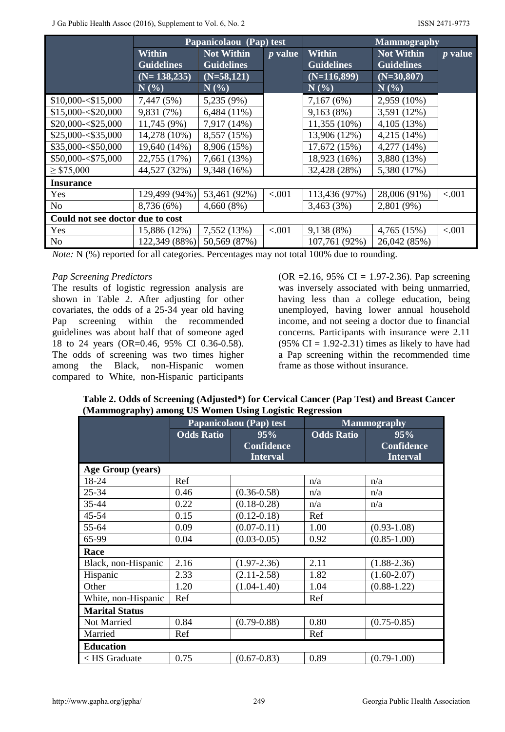| | Papanicolaou (Pap) test | | | Mammography | | |
|---|---|---|---|---|---|---|
| | Within Guidelines (N= 138,235) N (%) | Not Within Guidelines (N=58,121) N (%) | *p* value | Within Guidelines (N=116,899) N (%) | Not Within Guidelines (N=30,807) N (%) | *p* value |
| $10,000-<$15,000 | 7,447 (5%) | 5,235 (9%) | | 7,167 (6%) | 2,959 (10%) | |
| $15,000-<$20,000 | 9,831 (7%) | 6,484 (11%) | | 9,163 (8%) | 3,591 (12%) | |
| $20,000-<$25,000 | 11,745 (9%) | 7,917 (14%) | | 11,355 (10%) | 4,105 (13%) | |
| $25,000-<$35,000 | 14,278 (10%) | 8,557 (15%) | | 13,906 (12%) | 4,215 (14%) | |
| $35,000-<$50,000 | 19,640 (14%) | 8,906 (15%) | | 17,672 (15%) | 4,277 (14%) | |
| $50,000-<$75,000 | 22,755 (17%) | 7,661 (13%) | | 18,923 (16%) | 3,880 (13%) | |
| ≥ $75,000 | 44,527 (32%) | 9,348 (16%) | | 32,428 (28%) | 5,380 (17%) | |
| **Insurance** | | | | | | |
| Yes | 129,499 (94%) | 53,461 (92%) | <.001 | 113,436 (97%) | 28,006 (91%) | <.001 |
| No | 8,736 (6%) | 4,660 (8%) | | 3,463 (3%) | 2,801 (9%) | |
| **Could not see doctor due to cost** | | | | | | |
| Yes | 15,886 (12%) | 7,552 (13%) | <.001 | 9,138 (8%) | 4,765 (15%) | <.001 |
| No | 122,349 (88%) | 50,569 (87%) | | 107,761 (92%) | 26,042 (85%) | |

*Note:* N (%) reported for all categories. Percentages may not total 100% due to rounding.

*Pap Screening Predictors*

The results of logistic regression analysis are shown in Table 2. After adjusting for other covariates, the odds of a 25-34 year old having Pap screening within the recommended guidelines was about half that of someone aged 18 to 24 years (OR=0.46, 95% CI 0.36-0.58). The odds of screening was two times higher among the Black, non-Hispanic women compared to White, non-Hispanic participants (OR =2.16, 95% CI = 1.97-2.36). Pap screening was inversely associated with being unmarried, having less than a college education, being unemployed, having lower annual household income, and not seeing a doctor due to financial concerns. Participants with insurance were 2.11 (95% CI = 1.92-2.31) times as likely to have had a Pap screening within the recommended time frame as those without insurance.

**Table 2. Odds of Screening (Adjusted\*) for Cervical Cancer (Pap Test) and Breast Cancer (Mammography) among US Women Using Logistic Regression**

| | Papanicolaou (Pap) test | | Mammography | |
|---|---|---|---|---|
| | Odds Ratio | 95% Confidence Interval | Odds Ratio | 95% Confidence Interval |
| **Age Group (years)** | | | | |
| 18-24 | Ref | | n/a | n/a |
| 25-34 | 0.46 | (0.36-0.58) | n/a | n/a |
| 35-44 | 0.22 | (0.18-0.28) | n/a | n/a |
| 45-54 | 0.15 | (0.12-0.18) | Ref | |
| 55-64 | 0.09 | (0.07-0.11) | 1.00 | (0.93-1.08) |
| 65-99 | 0.04 | (0.03-0.05) | 0.92 | (0.85-1.00) |
| **Race** | | | | |
| Black, non-Hispanic | 2.16 | (1.97-2.36) | 2.11 | (1.88-2.36) |
| Hispanic | 2.33 | (2.11-2.58) | 1.82 | (1.60-2.07) |
| Other | 1.20 | (1.04-1.40) | 1.04 | (0.88-1.22) |
| White, non-Hispanic | Ref | | Ref | |
| **Marital Status** | | | | |
| Not Married | 0.84 | (0.79-0.88) | 0.80 | (0.75-0.85) |
| Married | Ref | | Ref | |
| **Education** | | | | |
| < HS Graduate | 0.75 | (0.67-0.83) | 0.89 | (0.79-1.00) |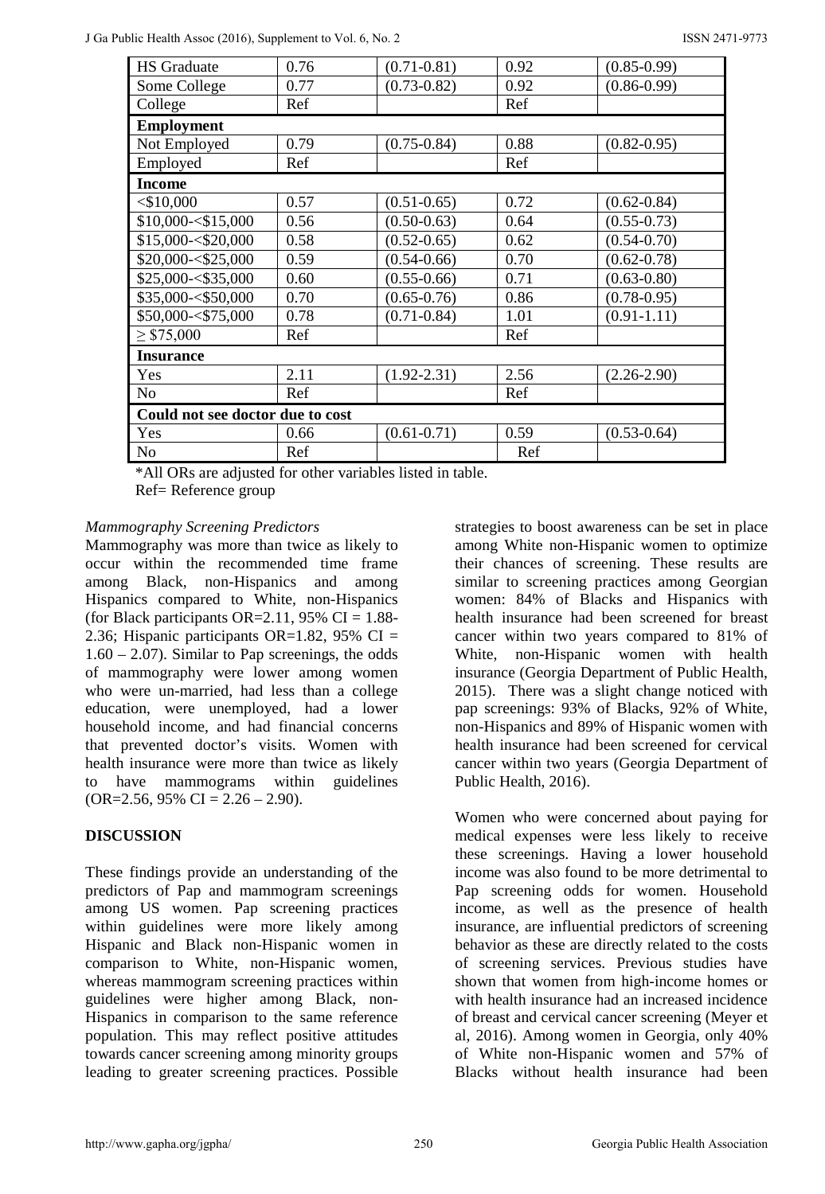| | | | | |
|---|---|---|---|---|
| HS Graduate | 0.76 | (0.71-0.81) | 0.92 | (0.85-0.99) |
| Some College | 0.77 | (0.73-0.82) | 0.92 | (0.86-0.99) |
| College | Ref | | Ref | |
| **Employment** | | | | |
| Not Employed | 0.79 | (0.75-0.84) | 0.88 | (0.82-0.95) |
| Employed | Ref | | Ref | |
| **Income** | | | | |
| <$10,000 | 0.57 | (0.51-0.65) | 0.72 | (0.62-0.84) |
| $10,000-<$15,000 | 0.56 | (0.50-0.63) | 0.64 | (0.55-0.73) |
| $15,000-<$20,000 | 0.58 | (0.52-0.65) | 0.62 | (0.54-0.70) |
| $20,000-<$25,000 | 0.59 | (0.54-0.66) | 0.70 | (0.62-0.78) |
| $25,000-<$35,000 | 0.60 | (0.55-0.66) | 0.71 | (0.63-0.80) |
| $35,000-<$50,000 | 0.70 | (0.65-0.76) | 0.86 | (0.78-0.95) |
| $50,000-<$75,000 | 0.78 | (0.71-0.84) | 1.01 | (0.91-1.11) |
| ≥ $75,000 | Ref | | Ref | |
| **Insurance** | | | | |
| Yes | 2.11 | (1.92-2.31) | 2.56 | (2.26-2.90) |
| No | Ref | | Ref | |
| **Could not see doctor due to cost** | | | | |
| Yes | 0.66 | (0.61-0.71) | 0.59 | (0.53-0.64) |
| No | Ref | | Ref | |

*All ORs are adjusted for other variables listed in table.
Ref= Reference group

*Mammography Screening Predictors*

Mammography was more than twice as likely to occur within the recommended time frame among Black, non-Hispanics and among Hispanics compared to White, non-Hispanics (for Black participants OR=2.11, 95% CI = 1.88-2.36; Hispanic participants OR=1.82, 95% CI = 1.60 – 2.07). Similar to Pap screenings, the odds of mammography were lower among women who were un-married, had less than a college education, were unemployed, had a lower household income, and had financial concerns that prevented doctor's visits. Women with health insurance were more than twice as likely to have mammograms within guidelines (OR=2.56, 95% CI = 2.26 – 2.90).

## DISCUSSION

These findings provide an understanding of the predictors of Pap and mammogram screenings among US women. Pap screening practices within guidelines were more likely among Hispanic and Black non-Hispanic women in comparison to White, non-Hispanic women, whereas mammogram screening practices within guidelines were higher among Black, non-Hispanics in comparison to the same reference population. This may reflect positive attitudes towards cancer screening among minority groups leading to greater screening practices. Possible strategies to boost awareness can be set in place among White non-Hispanic women to optimize their chances of screening. These results are similar to screening practices among Georgian women: 84% of Blacks and Hispanics with health insurance had been screened for breast cancer within two years compared to 81% of White, non-Hispanic women with health insurance (Georgia Department of Public Health, 2015). There was a slight change noticed with pap screenings: 93% of Blacks, 92% of White, non-Hispanics and 89% of Hispanic women with health insurance had been screened for cervical cancer within two years (Georgia Department of Public Health, 2016).

Women who were concerned about paying for medical expenses were less likely to receive these screenings. Having a lower household income was also found to be more detrimental to Pap screening odds for women. Household income, as well as the presence of health insurance, are influential predictors of screening behavior as these are directly related to the costs of screening services. Previous studies have shown that women from high-income homes or with health insurance had an increased incidence of breast and cervical cancer screening (Meyer et al, 2016). Among women in Georgia, only 40% of White non-Hispanic women and 57% of Blacks without health insurance had been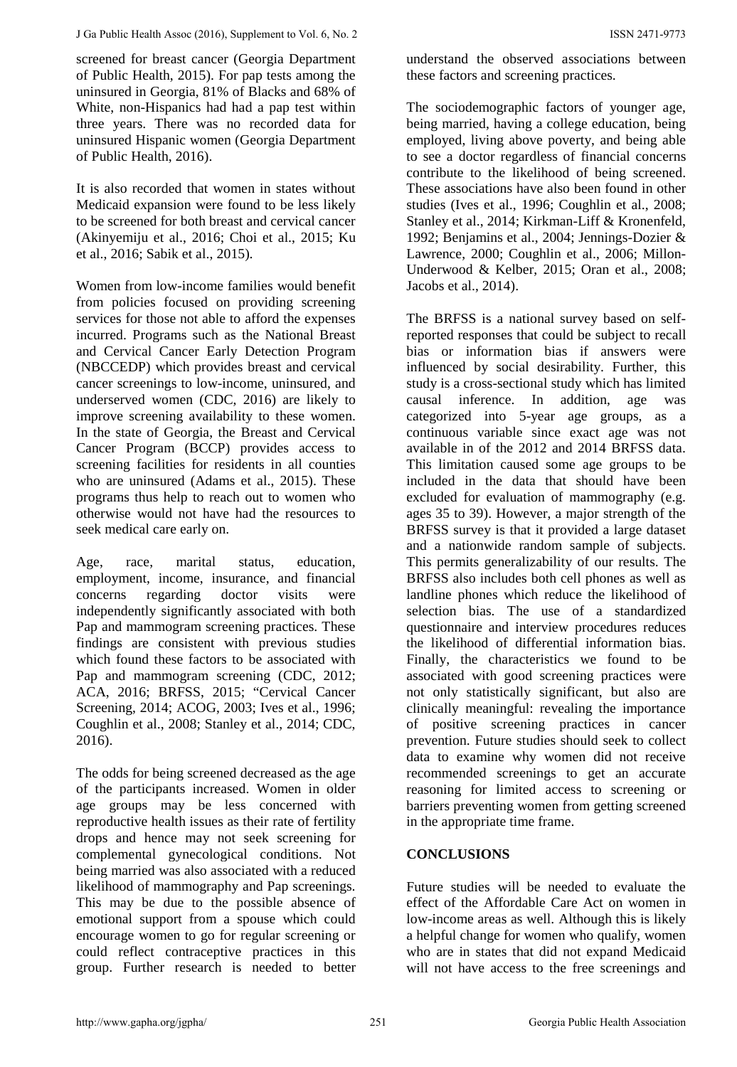screened for breast cancer (Georgia Department of Public Health, 2015). For pap tests among the uninsured in Georgia, 81% of Blacks and 68% of White, non-Hispanics had had a pap test within three years. There was no recorded data for uninsured Hispanic women (Georgia Department of Public Health, 2016).

It is also recorded that women in states without Medicaid expansion were found to be less likely to be screened for both breast and cervical cancer (Akinyemiju et al., 2016; Choi et al., 2015; Ku et al., 2016; Sabik et al., 2015).

Women from low-income families would benefit from policies focused on providing screening services for those not able to afford the expenses incurred. Programs such as the National Breast and Cervical Cancer Early Detection Program (NBCCEDP) which provides breast and cervical cancer screenings to low-income, uninsured, and underserved women (CDC, 2016) are likely to improve screening availability to these women. In the state of Georgia, the Breast and Cervical Cancer Program (BCCP) provides access to screening facilities for residents in all counties who are uninsured (Adams et al., 2015). These programs thus help to reach out to women who otherwise would not have had the resources to seek medical care early on.

Age, race, marital status, education, employment, income, insurance, and financial concerns regarding doctor visits were independently significantly associated with both Pap and mammogram screening practices. These findings are consistent with previous studies which found these factors to be associated with Pap and mammogram screening (CDC, 2012; ACA, 2016; BRFSS, 2015; "Cervical Cancer Screening, 2014; ACOG, 2003; Ives et al., 1996; Coughlin et al., 2008; Stanley et al., 2014; CDC, 2016).

The odds for being screened decreased as the age of the participants increased. Women in older age groups may be less concerned with reproductive health issues as their rate of fertility drops and hence may not seek screening for complemental gynecological conditions. Not being married was also associated with a reduced likelihood of mammography and Pap screenings. This may be due to the possible absence of emotional support from a spouse which could encourage women to go for regular screening or could reflect contraceptive practices in this group. Further research is needed to better understand the observed associations between these factors and screening practices.

The sociodemographic factors of younger age, being married, having a college education, being employed, living above poverty, and being able to see a doctor regardless of financial concerns contribute to the likelihood of being screened. These associations have also been found in other studies (Ives et al., 1996; Coughlin et al., 2008; Stanley et al., 2014; Kirkman-Liff & Kronenfeld, 1992; Benjamins et al., 2004; Jennings-Dozier & Lawrence, 2000; Coughlin et al., 2006; Millon-Underwood & Kelber, 2015; Oran et al., 2008; Jacobs et al., 2014).

The BRFSS is a national survey based on self-reported responses that could be subject to recall bias or information bias if answers were influenced by social desirability. Further, this study is a cross-sectional study which has limited causal inference. In addition, age was categorized into 5-year age groups, as a continuous variable since exact age was not available in of the 2012 and 2014 BRFSS data. This limitation caused some age groups to be included in the data that should have been excluded for evaluation of mammography (e.g. ages 35 to 39). However, a major strength of the BRFSS survey is that it provided a large dataset and a nationwide random sample of subjects. This permits generalizability of our results. The BRFSS also includes both cell phones as well as landline phones which reduce the likelihood of selection bias. The use of a standardized questionnaire and interview procedures reduces the likelihood of differential information bias. Finally, the characteristics we found to be associated with good screening practices were not only statistically significant, but also are clinically meaningful: revealing the importance of positive screening practices in cancer prevention. Future studies should seek to collect data to examine why women did not receive recommended screenings to get an accurate reasoning for limited access to screening or barriers preventing women from getting screened in the appropriate time frame.

## CONCLUSIONS

Future studies will be needed to evaluate the effect of the Affordable Care Act on women in low-income areas as well. Although this is likely a helpful change for women who qualify, women who are in states that did not expand Medicaid will not have access to the free screenings and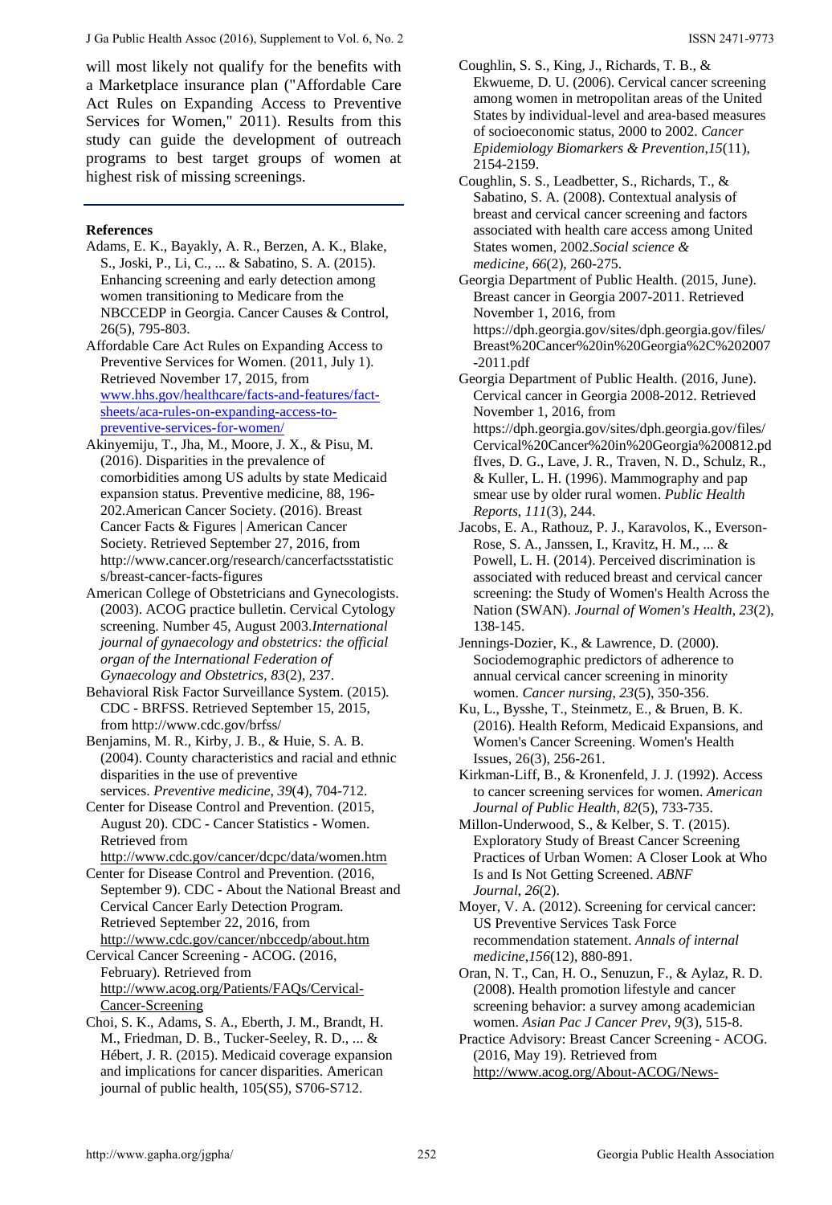will most likely not qualify for the benefits with a Marketplace insurance plan ("Affordable Care Act Rules on Expanding Access to Preventive Services for Women," 2011). Results from this study can guide the development of outreach programs to best target groups of women at highest risk of missing screenings.

### References

Adams, E. K., Bayakly, A. R., Berzen, A. K., Blake, S., Joski, P., Li, C., ... & Sabatino, S. A. (2015). Enhancing screening and early detection among women transitioning to Medicare from the NBCCEDP in Georgia. Cancer Causes & Control, 26(5), 795-803.

Affordable Care Act Rules on Expanding Access to Preventive Services for Women. (2011, July 1). Retrieved November 17, 2015, from www.hhs.gov/healthcare/facts-and-features/fact-sheets/aca-rules-on-expanding-access-to-preventive-services-for-women/

Akinyemiju, T., Jha, M., Moore, J. X., & Pisu, M. (2016). Disparities in the prevalence of comorbidities among US adults by state Medicaid expansion status. Preventive medicine, 88, 196-202.American Cancer Society. (2016). Breast Cancer Facts & Figures | American Cancer Society. Retrieved September 27, 2016, from http://www.cancer.org/research/cancerfactsstatistics/breast-cancer-facts-figures

American College of Obstetricians and Gynecologists. (2003). ACOG practice bulletin. Cervical Cytology screening. Number 45, August 2003.*International journal of gynaecology and obstetrics: the official organ of the International Federation of Gynaecology and Obstetrics*, *83*(2), 237.

Behavioral Risk Factor Surveillance System. (2015). CDC - BRFSS. Retrieved September 15, 2015, from http://www.cdc.gov/brfss/

Benjamins, M. R., Kirby, J. B., & Huie, S. A. B. (2004). County characteristics and racial and ethnic disparities in the use of preventive services. *Preventive medicine*, *39*(4), 704-712.

Center for Disease Control and Prevention. (2015, August 20). CDC - Cancer Statistics - Women. Retrieved from http://www.cdc.gov/cancer/dcpc/data/women.htm

Center for Disease Control and Prevention. (2016, September 9). CDC - About the National Breast and Cervical Cancer Early Detection Program. Retrieved September 22, 2016, from http://www.cdc.gov/cancer/nbccedp/about.htm

Cervical Cancer Screening - ACOG. (2016, February). Retrieved from http://www.acog.org/Patients/FAQs/Cervical-Cancer-Screening

Choi, S. K., Adams, S. A., Eberth, J. M., Brandt, H. M., Friedman, D. B., Tucker-Seeley, R. D., ... & Hébert, J. R. (2015). Medicaid coverage expansion and implications for cancer disparities. American journal of public health, 105(S5), S706-S712.

Coughlin, S. S., King, J., Richards, T. B., & Ekwueme, D. U. (2006). Cervical cancer screening among women in metropolitan areas of the United States by individual-level and area-based measures of socioeconomic status, 2000 to 2002. *Cancer Epidemiology Biomarkers & Prevention*,*15*(11), 2154-2159.

Coughlin, S. S., Leadbetter, S., Richards, T., & Sabatino, S. A. (2008). Contextual analysis of breast and cervical cancer screening and factors associated with health care access among United States women, 2002.*Social science & medicine*, *66*(2), 260-275.

Georgia Department of Public Health. (2015, June). Breast cancer in Georgia 2007-2011. Retrieved November 1, 2016, from https://dph.georgia.gov/sites/dph.georgia.gov/files/Breast%20Cancer%20in%20Georgia%2C%202007-2011.pdf

Georgia Department of Public Health. (2016, June). Cervical cancer in Georgia 2008-2012. Retrieved November 1, 2016, from https://dph.georgia.gov/sites/dph.georgia.gov/files/Cervical%20Cancer%20in%20Georgia%200812.pdfIves, D. G., Lave, J. R., Traven, N. D., Schulz, R., & Kuller, L. H. (1996). Mammography and pap smear use by older rural women. *Public Health Reports*, *111*(3), 244.

Jacobs, E. A., Rathouz, P. J., Karavolos, K., Everson-Rose, S. A., Janssen, I., Kravitz, H. M., ... & Powell, L. H. (2014). Perceived discrimination is associated with reduced breast and cervical cancer screening: the Study of Women's Health Across the Nation (SWAN). *Journal of Women's Health*, *23*(2), 138-145.

Jennings-Dozier, K., & Lawrence, D. (2000). Sociodemographic predictors of adherence to annual cervical cancer screening in minority women. *Cancer nursing*, *23*(5), 350-356.

Ku, L., Bysshe, T., Steinmetz, E., & Bruen, B. K. (2016). Health Reform, Medicaid Expansions, and Women's Cancer Screening. Women's Health Issues, 26(3), 256-261.

Kirkman-Liff, B., & Kronenfeld, J. J. (1992). Access to cancer screening services for women. *American Journal of Public Health*, *82*(5), 733-735.

Millon-Underwood, S., & Kelber, S. T. (2015). Exploratory Study of Breast Cancer Screening Practices of Urban Women: A Closer Look at Who Is and Is Not Getting Screened. *ABNF Journal*, *26*(2).

Moyer, V. A. (2012). Screening for cervical cancer: US Preventive Services Task Force recommendation statement. *Annals of internal medicine*,*156*(12), 880-891.

Oran, N. T., Can, H. O., Senuzun, F., & Aylaz, R. D. (2008). Health promotion lifestyle and cancer screening behavior: a survey among academician women. *Asian Pac J Cancer Prev*, *9*(3), 515-8.

Practice Advisory: Breast Cancer Screening - ACOG. (2016, May 19). Retrieved from http://www.acog.org/About-ACOG/News-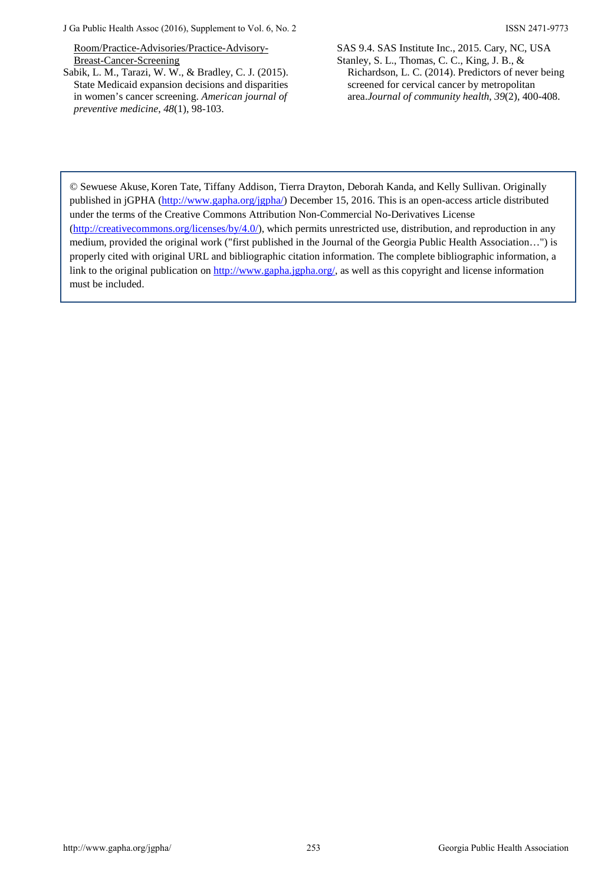Room/Practice-Advisories/Practice-Advisory-Breast-Cancer-Screening

Sabik, L. M., Tarazi, W. W., & Bradley, C. J. (2015). State Medicaid expansion decisions and disparities in women's cancer screening. *American journal of preventive medicine*, *48*(1), 98-103.

SAS 9.4. SAS Institute Inc., 2015. Cary, NC, USA

Stanley, S. L., Thomas, C. C., King, J. B., & Richardson, L. C. (2014). Predictors of never being screened for cervical cancer by metropolitan area.*Journal of community health*, *39*(2), 400-408.

© Sewuese Akuse, Koren Tate, Tiffany Addison, Tierra Drayton, Deborah Kanda, and Kelly Sullivan. Originally published in jGPHA (http://www.gapha.org/jgpha/) December 15, 2016. This is an open-access article distributed under the terms of the Creative Commons Attribution Non-Commercial No-Derivatives License (http://creativecommons.org/licenses/by/4.0/), which permits unrestricted use, distribution, and reproduction in any medium, provided the original work ("first published in the Journal of the Georgia Public Health Association…") is properly cited with original URL and bibliographic citation information. The complete bibliographic information, a link to the original publication on http://www.gapha.jgpha.org/, as well as this copyright and license information must be included.